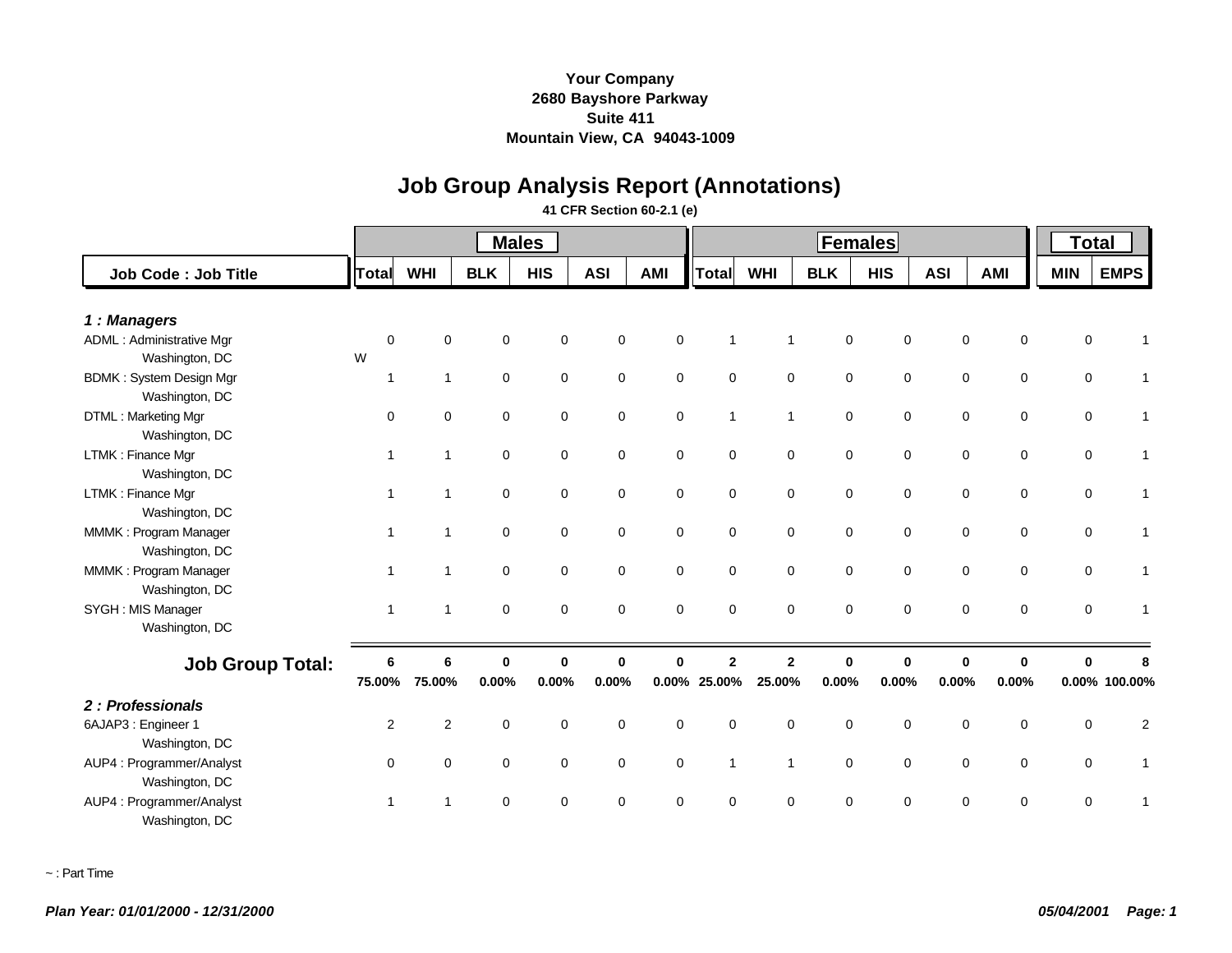**Your Company**
**2680 Bayshore Parkway**
**Suite 411**
**Mountain View, CA  94043-1009**

# Job Group Analysis Report (Annotations)

**41 CFR Section 60-2.1 (e)**

| Job Code : Job Title | Males | | | | | | Females | | | | | | Total | |
|---|---|---|---|---|---|---|---|---|---|---|---|---|---|---|
| | Total | WHI | BLK | HIS | ASI | AMI | Total | WHI | BLK | HIS | ASI | AMI | MIN | EMPS |
| ***1 : Managers*** | | | | | | | | | | | | | | |
| ADML : Administrative Mgr | 0 | 0 | 0 | 0 | 0 | 0 | 1 | 1 | 0 | 0 | 0 | 0 | 0 | 1 |
| Washington, DC | W | | | | | | | | | | | | | |
| BDMK : System Design Mgr | 1 | 1 | 0 | 0 | 0 | 0 | 0 | 0 | 0 | 0 | 0 | 0 | 0 | 1 |
| Washington, DC | | | | | | | | | | | | | | |
| DTML : Marketing Mgr | 0 | 0 | 0 | 0 | 0 | 0 | 1 | 1 | 0 | 0 | 0 | 0 | 0 | 1 |
| Washington, DC | | | | | | | | | | | | | | |
| LTMK : Finance Mgr | 1 | 1 | 0 | 0 | 0 | 0 | 0 | 0 | 0 | 0 | 0 | 0 | 0 | 1 |
| Washington, DC | | | | | | | | | | | | | | |
| LTMK : Finance Mgr | 1 | 1 | 0 | 0 | 0 | 0 | 0 | 0 | 0 | 0 | 0 | 0 | 0 | 1 |
| Washington, DC | | | | | | | | | | | | | | |
| MMMK : Program Manager | 1 | 1 | 0 | 0 | 0 | 0 | 0 | 0 | 0 | 0 | 0 | 0 | 0 | 1 |
| Washington, DC | | | | | | | | | | | | | | |
| MMMK : Program Manager | 1 | 1 | 0 | 0 | 0 | 0 | 0 | 0 | 0 | 0 | 0 | 0 | 0 | 1 |
| Washington, DC | | | | | | | | | | | | | | |
| SYGH : MIS Manager | 1 | 1 | 0 | 0 | 0 | 0 | 0 | 0 | 0 | 0 | 0 | 0 | 0 | 1 |
| Washington, DC | | | | | | | | | | | | | | |
| **Job Group Total:** | **6** | **6** | **0** | **0** | **0** | **0** | **2** | **2** | **0** | **0** | **0** | **0** | **0** | **8** |
| | **75.00%** | **75.00%** | **0.00%** | **0.00%** | **0.00%** | **0.00%** | **25.00%** | **25.00%** | **0.00%** | **0.00%** | **0.00%** | **0.00%** | **0.00%** | **100.00%** |
| ***2 : Professionals*** | | | | | | | | | | | | | | |
| 6AJAP3 : Engineer 1 | 2 | 2 | 0 | 0 | 0 | 0 | 0 | 0 | 0 | 0 | 0 | 0 | 0 | 2 |
| Washington, DC | | | | | | | | | | | | | | |
| AUP4 : Programmer/Analyst | 0 | 0 | 0 | 0 | 0 | 0 | 1 | 1 | 0 | 0 | 0 | 0 | 0 | 1 |
| Washington, DC | | | | | | | | | | | | | | |
| AUP4 : Programmer/Analyst | 1 | 1 | 0 | 0 | 0 | 0 | 0 | 0 | 0 | 0 | 0 | 0 | 0 | 1 |
| Washington, DC | | | | | | | | | | | | | | |

~ : Part Time

*Plan Year: 01/01/2000 - 12/31/2000*  05/04/2001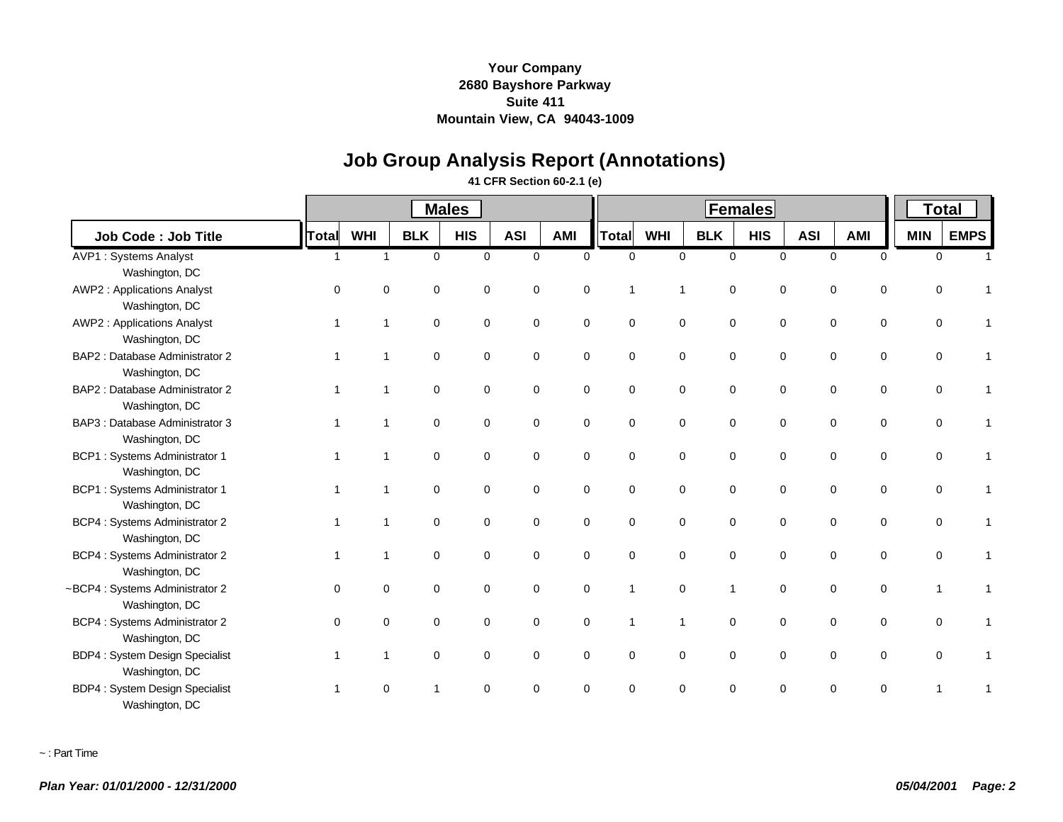**Your Company**
**2680 Bayshore Parkway**
**Suite 411**
**Mountain View, CA 94043-1009**

# Job Group Analysis Report (Annotations)

**41 CFR Section 60-2.1 (e)**

| | Males | | | | | | Females | | | | | | Total | |
|---|---|---|---|---|---|---|---|---|---|---|---|---|---|---|
| **Job Code : Job Title** | **Total** | **WHI** | **BLK** | **HIS** | **ASI** | **AMI** | **Total** | **WHI** | **BLK** | **HIS** | **ASI** | **AMI** | **MIN** | **EMPS** |
| AVP1 : Systems Analyst<br>Washington, DC | 1 | 1 | 0 | 0 | 0 | 0 | 0 | 0 | 0 | 0 | 0 | 0 | 0 | 1 |
| AWP2 : Applications Analyst<br>Washington, DC | 0 | 0 | 0 | 0 | 0 | 0 | 1 | 1 | 0 | 0 | 0 | 0 | 0 | 1 |
| AWP2 : Applications Analyst<br>Washington, DC | 1 | 1 | 0 | 0 | 0 | 0 | 0 | 0 | 0 | 0 | 0 | 0 | 0 | 1 |
| BAP2 : Database Administrator 2<br>Washington, DC | 1 | 1 | 0 | 0 | 0 | 0 | 0 | 0 | 0 | 0 | 0 | 0 | 0 | 1 |
| BAP2 : Database Administrator 2<br>Washington, DC | 1 | 1 | 0 | 0 | 0 | 0 | 0 | 0 | 0 | 0 | 0 | 0 | 0 | 1 |
| BAP3 : Database Administrator 3<br>Washington, DC | 1 | 1 | 0 | 0 | 0 | 0 | 0 | 0 | 0 | 0 | 0 | 0 | 0 | 1 |
| BCP1 : Systems Administrator 1<br>Washington, DC | 1 | 1 | 0 | 0 | 0 | 0 | 0 | 0 | 0 | 0 | 0 | 0 | 0 | 1 |
| BCP1 : Systems Administrator 1<br>Washington, DC | 1 | 1 | 0 | 0 | 0 | 0 | 0 | 0 | 0 | 0 | 0 | 0 | 0 | 1 |
| BCP4 : Systems Administrator 2<br>Washington, DC | 1 | 1 | 0 | 0 | 0 | 0 | 0 | 0 | 0 | 0 | 0 | 0 | 0 | 1 |
| BCP4 : Systems Administrator 2<br>Washington, DC | 1 | 1 | 0 | 0 | 0 | 0 | 0 | 0 | 0 | 0 | 0 | 0 | 0 | 1 |
| ~BCP4 : Systems Administrator 2<br>Washington, DC | 0 | 0 | 0 | 0 | 0 | 0 | 1 | 0 | 1 | 0 | 0 | 0 | 1 | 1 |
| BCP4 : Systems Administrator 2<br>Washington, DC | 0 | 0 | 0 | 0 | 0 | 0 | 1 | 1 | 0 | 0 | 0 | 0 | 0 | 1 |
| BDP4 : System Design Specialist<br>Washington, DC | 1 | 1 | 0 | 0 | 0 | 0 | 0 | 0 | 0 | 0 | 0 | 0 | 0 | 1 |
| BDP4 : System Design Specialist<br>Washington, DC | 1 | 0 | 1 | 0 | 0 | 0 | 0 | 0 | 0 | 0 | 0 | 0 | 1 | 1 |

~ : Part Time

*Plan Year: 01/01/2000 - 12/31/2000* *05/04/2001*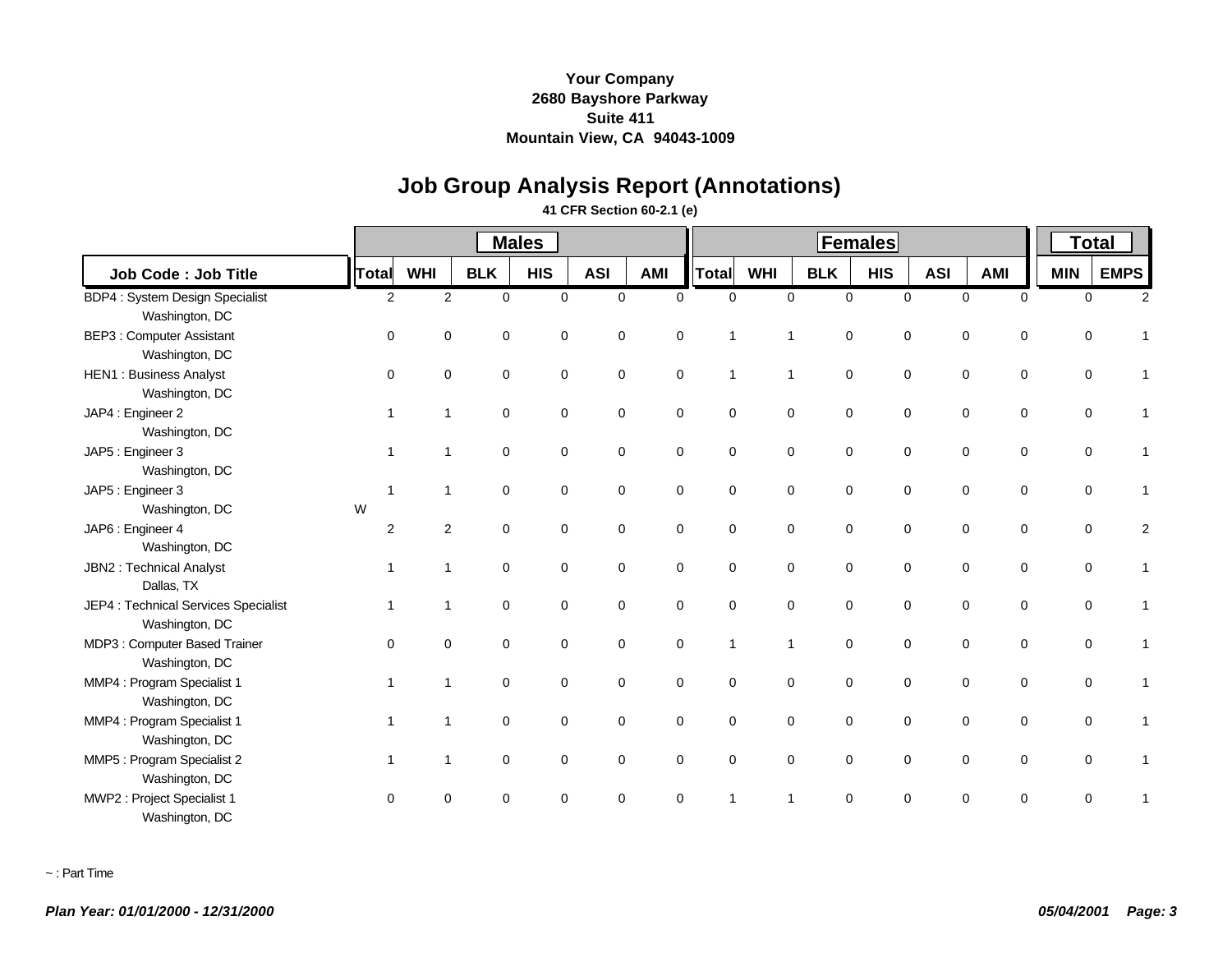**Your Company**
**2680 Bayshore Parkway**
**Suite 411**
**Mountain View, CA 94043-1009**

# Job Group Analysis Report (Annotations)

**41 CFR Section 60-2.1 (e)**

| Job Code : Job Title | | Males | | | | | | Females | | | | | | Total | |
|---|---|---|---|---|---|---|---|---|---|---|---|---|---|---|---|
| | | Total | WHI | BLK | HIS | ASI | AMI | Total | WHI | BLK | HIS | ASI | AMI | MIN | EMPS |
| BDP4 : System Design Specialist<br>Washington, DC | | 2 | 2 | 0 | 0 | 0 | 0 | 0 | 0 | 0 | 0 | 0 | 0 | 0 | 2 |
| BEP3 : Computer Assistant<br>Washington, DC | | 0 | 0 | 0 | 0 | 0 | 0 | 1 | 1 | 0 | 0 | 0 | 0 | 0 | 1 |
| HEN1 : Business Analyst<br>Washington, DC | | 0 | 0 | 0 | 0 | 0 | 0 | 1 | 1 | 0 | 0 | 0 | 0 | 0 | 1 |
| JAP4 : Engineer 2<br>Washington, DC | | 1 | 1 | 0 | 0 | 0 | 0 | 0 | 0 | 0 | 0 | 0 | 0 | 0 | 1 |
| JAP5 : Engineer 3<br>Washington, DC | | 1 | 1 | 0 | 0 | 0 | 0 | 0 | 0 | 0 | 0 | 0 | 0 | 0 | 1 |
| JAP5 : Engineer 3<br>Washington, DC | W | 1 | 1 | 0 | 0 | 0 | 0 | 0 | 0 | 0 | 0 | 0 | 0 | 0 | 1 |
| JAP6 : Engineer 4<br>Washington, DC | | 2 | 2 | 0 | 0 | 0 | 0 | 0 | 0 | 0 | 0 | 0 | 0 | 0 | 2 |
| JBN2 : Technical Analyst<br>Dallas, TX | | 1 | 1 | 0 | 0 | 0 | 0 | 0 | 0 | 0 | 0 | 0 | 0 | 0 | 1 |
| JEP4 : Technical Services Specialist<br>Washington, DC | | 1 | 1 | 0 | 0 | 0 | 0 | 0 | 0 | 0 | 0 | 0 | 0 | 0 | 1 |
| MDP3 : Computer Based Trainer<br>Washington, DC | | 0 | 0 | 0 | 0 | 0 | 0 | 1 | 1 | 0 | 0 | 0 | 0 | 0 | 1 |
| MMP4 : Program Specialist 1<br>Washington, DC | | 1 | 1 | 0 | 0 | 0 | 0 | 0 | 0 | 0 | 0 | 0 | 0 | 0 | 1 |
| MMP4 : Program Specialist 1<br>Washington, DC | | 1 | 1 | 0 | 0 | 0 | 0 | 0 | 0 | 0 | 0 | 0 | 0 | 0 | 1 |
| MMP5 : Program Specialist 2<br>Washington, DC | | 1 | 1 | 0 | 0 | 0 | 0 | 0 | 0 | 0 | 0 | 0 | 0 | 0 | 1 |
| MWP2 : Project Specialist 1<br>Washington, DC | | 0 | 0 | 0 | 0 | 0 | 0 | 1 | 1 | 0 | 0 | 0 | 0 | 0 | 1 |

~ : Part Time

*Plan Year: 01/01/2000 - 12/31/2000* *05/04/2001*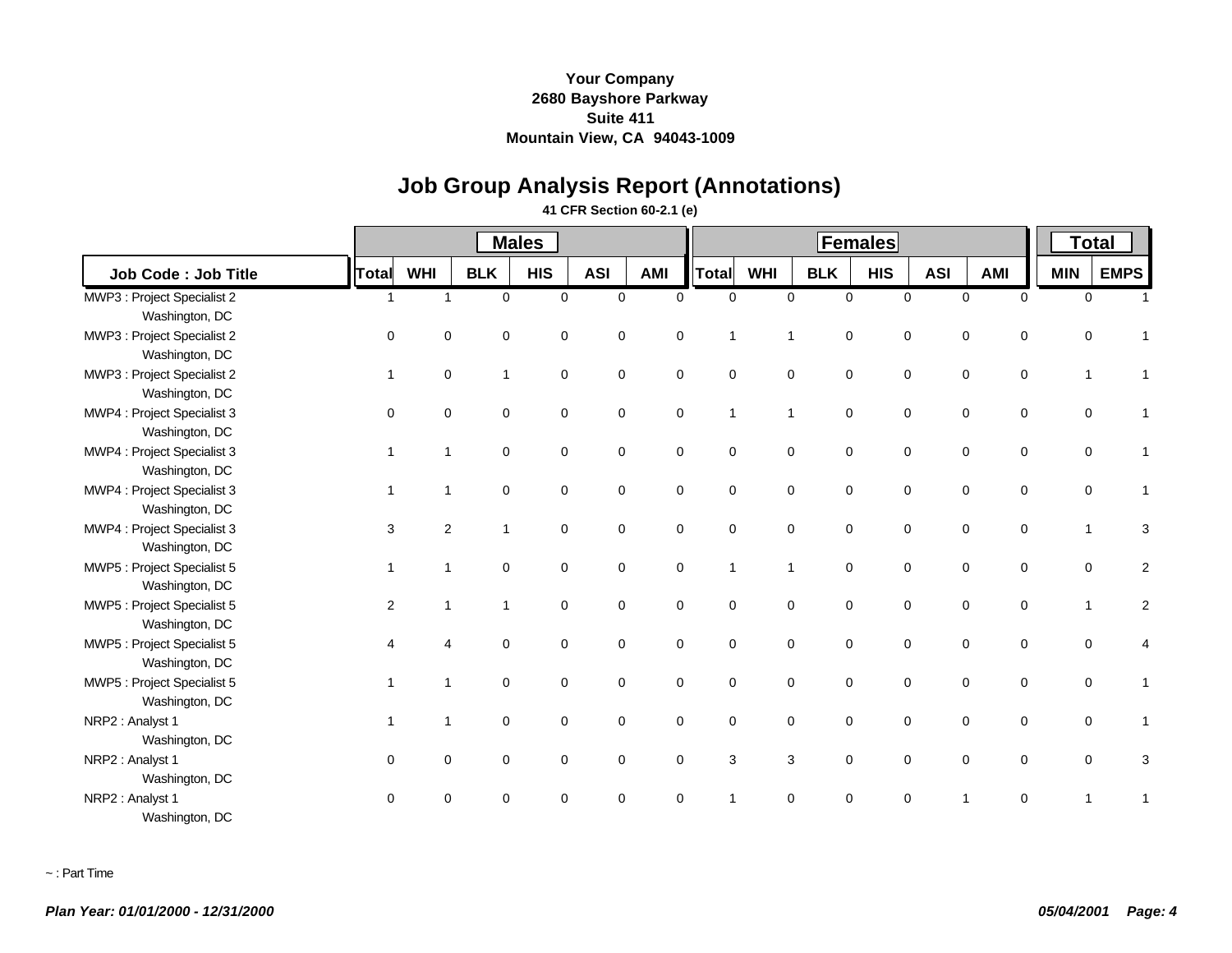**Your Company**
**2680 Bayshore Parkway**
**Suite 411**
**Mountain View, CA 94043-1009**

# Job Group Analysis Report (Annotations)

**41 CFR Section 60-2.1 (e)**

| Job Code : Job Title | Males | | | | | | Females | | | | | | Total | |
|---|---|---|---|---|---|---|---|---|---|---|---|---|---|---|
| | Total | WHI | BLK | HIS | ASI | AMI | Total | WHI | BLK | HIS | ASI | AMI | MIN | EMPS |
| MWP3 : Project Specialist 2<br>Washington, DC | 1 | 1 | 0 | 0 | 0 | 0 | 0 | 0 | 0 | 0 | 0 | 0 | 0 | 1 |
| MWP3 : Project Specialist 2<br>Washington, DC | 0 | 0 | 0 | 0 | 0 | 0 | 1 | 1 | 0 | 0 | 0 | 0 | 0 | 1 |
| MWP3 : Project Specialist 2<br>Washington, DC | 1 | 0 | 1 | 0 | 0 | 0 | 0 | 0 | 0 | 0 | 0 | 0 | 1 | 1 |
| MWP4 : Project Specialist 3<br>Washington, DC | 0 | 0 | 0 | 0 | 0 | 0 | 1 | 1 | 0 | 0 | 0 | 0 | 0 | 1 |
| MWP4 : Project Specialist 3<br>Washington, DC | 1 | 1 | 0 | 0 | 0 | 0 | 0 | 0 | 0 | 0 | 0 | 0 | 0 | 1 |
| MWP4 : Project Specialist 3<br>Washington, DC | 1 | 1 | 0 | 0 | 0 | 0 | 0 | 0 | 0 | 0 | 0 | 0 | 0 | 1 |
| MWP4 : Project Specialist 3<br>Washington, DC | 3 | 2 | 1 | 0 | 0 | 0 | 0 | 0 | 0 | 0 | 0 | 0 | 1 | 3 |
| MWP5 : Project Specialist 5<br>Washington, DC | 1 | 1 | 0 | 0 | 0 | 0 | 1 | 1 | 0 | 0 | 0 | 0 | 0 | 2 |
| MWP5 : Project Specialist 5<br>Washington, DC | 2 | 1 | 1 | 0 | 0 | 0 | 0 | 0 | 0 | 0 | 0 | 0 | 1 | 2 |
| MWP5 : Project Specialist 5<br>Washington, DC | 4 | 4 | 0 | 0 | 0 | 0 | 0 | 0 | 0 | 0 | 0 | 0 | 0 | 4 |
| MWP5 : Project Specialist 5<br>Washington, DC | 1 | 1 | 0 | 0 | 0 | 0 | 0 | 0 | 0 | 0 | 0 | 0 | 0 | 1 |
| NRP2 : Analyst 1<br>Washington, DC | 1 | 1 | 0 | 0 | 0 | 0 | 0 | 0 | 0 | 0 | 0 | 0 | 0 | 1 |
| NRP2 : Analyst 1<br>Washington, DC | 0 | 0 | 0 | 0 | 0 | 0 | 3 | 3 | 0 | 0 | 0 | 0 | 0 | 3 |
| NRP2 : Analyst 1<br>Washington, DC | 0 | 0 | 0 | 0 | 0 | 0 | 1 | 0 | 0 | 0 | 1 | 0 | 1 | 1 |

~ : Part Time

*Plan Year: 01/01/2000 - 12/31/2000* *05/04/2001*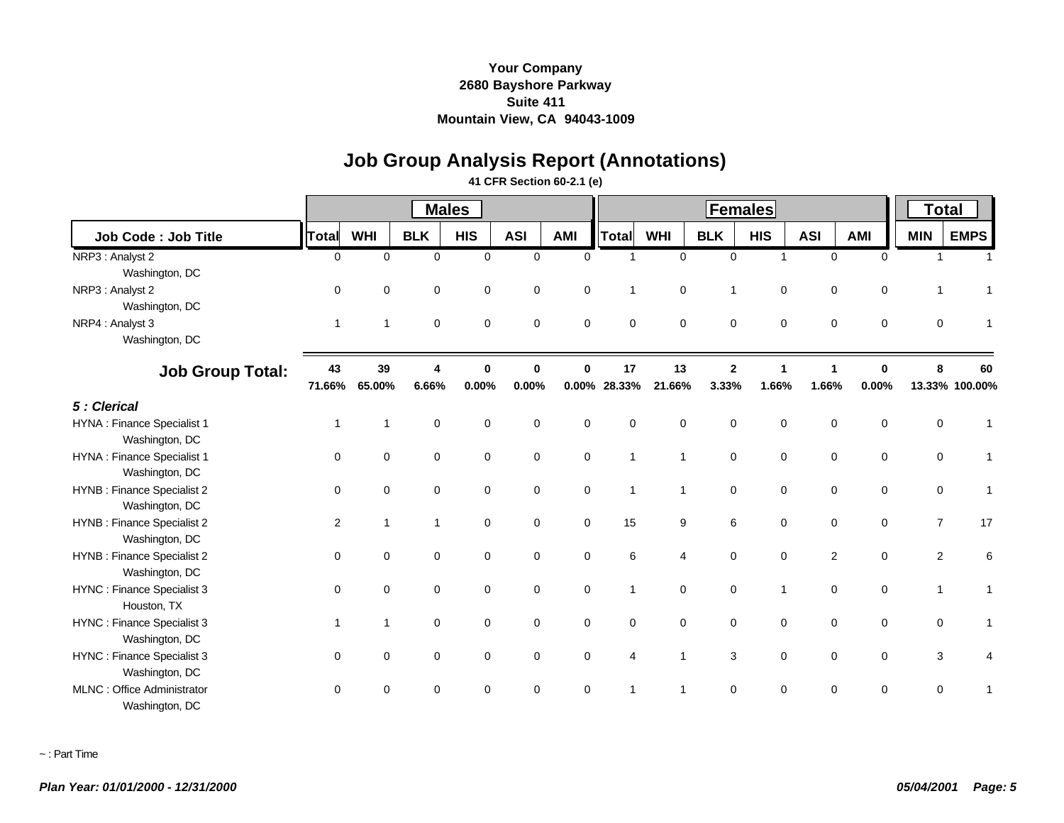**Your Company**
**2680 Bayshore Parkway**
**Suite 411**
**Mountain View, CA 94043-1009**

# Job Group Analysis Report (Annotations)

**41 CFR Section 60-2.1 (e)**

| Job Code : Job Title | Males | | | | | | Females | | | | | | Total | |
|---|---|---|---|---|---|---|---|---|---|---|---|---|---|---|
| | Total | WHI | BLK | HIS | ASI | AMI | Total | WHI | BLK | HIS | ASI | AMI | MIN | EMPS |
| NRP3 : Analyst 2<br>Washington, DC | 0 | 0 | 0 | 0 | 0 | 0 | 1 | 0 | 0 | 1 | 0 | 0 | 1 | 1 |
| NRP3 : Analyst 2<br>Washington, DC | 0 | 0 | 0 | 0 | 0 | 0 | 1 | 0 | 1 | 0 | 0 | 0 | 1 | 1 |
| NRP4 : Analyst 3<br>Washington, DC | 1 | 1 | 0 | 0 | 0 | 0 | 0 | 0 | 0 | 0 | 0 | 0 | 0 | 1 |
| **Job Group Total:** | **43**<br>**71.66%** | **39**<br>**65.00%** | **4**<br>**6.66%** | **0**<br>**0.00%** | **0**<br>**0.00%** | **0**<br>**0.00%** | **17**<br>**28.33%** | **13**<br>**21.66%** | **2**<br>**3.33%** | **1**<br>**1.66%** | **1**<br>**1.66%** | **0**<br>**0.00%** | **8**<br>**13.33%** | **60**<br>**100.00%** |
| ***5 : Clerical*** | | | | | | | | | | | | | | |
| HYNA : Finance Specialist 1<br>Washington, DC | 1 | 1 | 0 | 0 | 0 | 0 | 0 | 0 | 0 | 0 | 0 | 0 | 0 | 1 |
| HYNA : Finance Specialist 1<br>Washington, DC | 0 | 0 | 0 | 0 | 0 | 0 | 1 | 1 | 0 | 0 | 0 | 0 | 0 | 1 |
| HYNB : Finance Specialist 2<br>Washington, DC | 0 | 0 | 0 | 0 | 0 | 0 | 1 | 1 | 0 | 0 | 0 | 0 | 0 | 1 |
| HYNB : Finance Specialist 2<br>Washington, DC | 2 | 1 | 1 | 0 | 0 | 0 | 15 | 9 | 6 | 0 | 0 | 0 | 7 | 17 |
| HYNB : Finance Specialist 2<br>Washington, DC | 0 | 0 | 0 | 0 | 0 | 0 | 6 | 4 | 0 | 0 | 2 | 0 | 2 | 6 |
| HYNC : Finance Specialist 3<br>Houston, TX | 0 | 0 | 0 | 0 | 0 | 0 | 1 | 0 | 0 | 1 | 0 | 0 | 1 | 1 |
| HYNC : Finance Specialist 3<br>Washington, DC | 1 | 1 | 0 | 0 | 0 | 0 | 0 | 0 | 0 | 0 | 0 | 0 | 0 | 1 |
| HYNC : Finance Specialist 3<br>Washington, DC | 0 | 0 | 0 | 0 | 0 | 0 | 4 | 1 | 3 | 0 | 0 | 0 | 3 | 4 |
| MLNC : Office Administrator<br>Washington, DC | 0 | 0 | 0 | 0 | 0 | 0 | 1 | 1 | 0 | 0 | 0 | 0 | 0 | 1 |

~ : Part Time

*Plan Year: 01/01/2000 - 12/31/2000* *05/04/2001*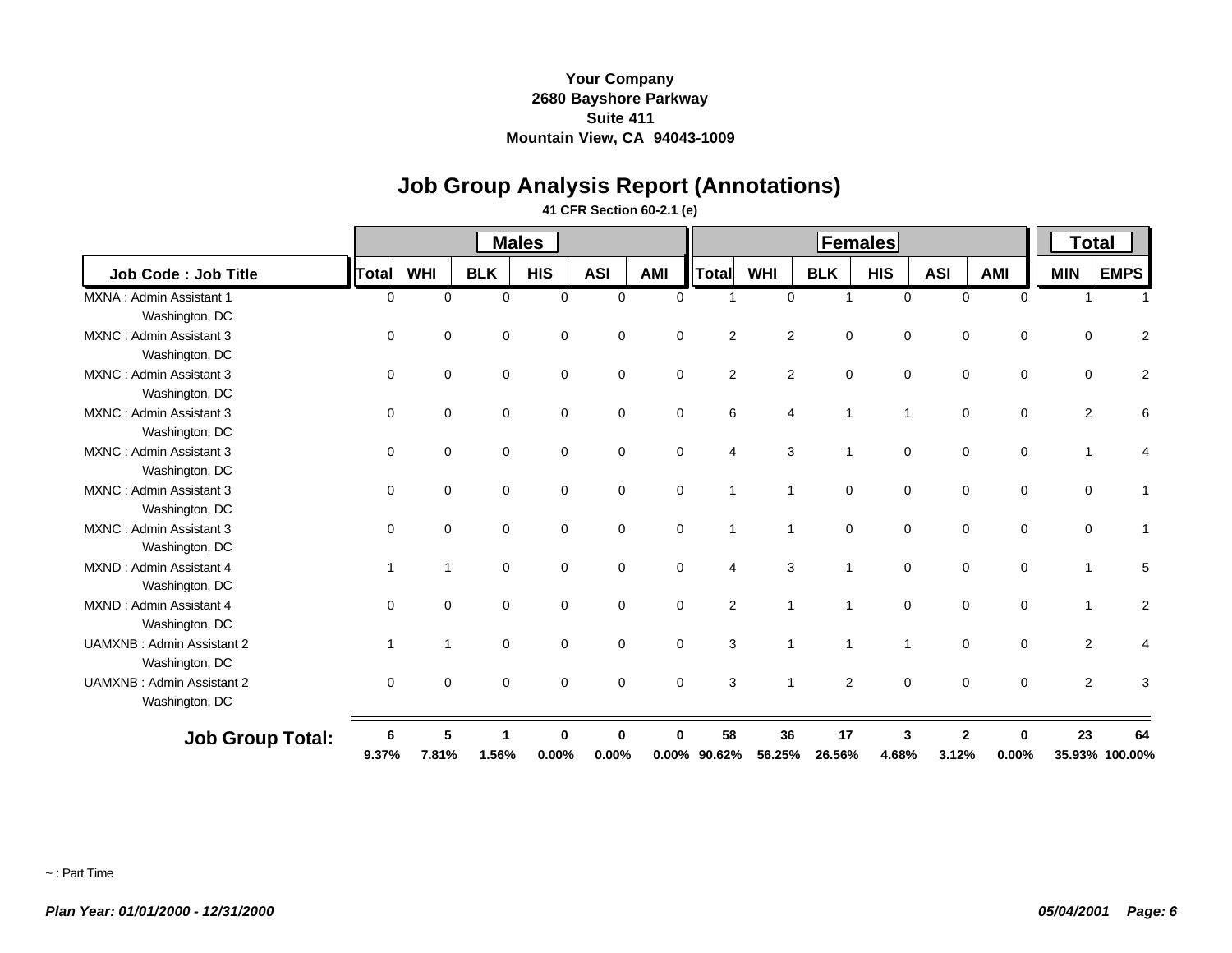**Your Company**
**2680 Bayshore Parkway**
**Suite 411**
**Mountain View, CA 94043-1009**

# Job Group Analysis Report (Annotations)

**41 CFR Section 60-2.1 (e)**

| | Males | | | | | | Females | | | | | | Total | |
|---|---|---|---|---|---|---|---|---|---|---|---|---|---|---|
| **Job Code : Job Title** | **Total** | **WHI** | **BLK** | **HIS** | **ASI** | **AMI** | **Total** | **WHI** | **BLK** | **HIS** | **ASI** | **AMI** | **MIN** | **EMPS** |
| MXNA : Admin Assistant 1<br>Washington, DC | 0 | 0 | 0 | 0 | 0 | 0 | 1 | 0 | 1 | 0 | 0 | 0 | 1 | 1 |
| MXNC : Admin Assistant 3<br>Washington, DC | 0 | 0 | 0 | 0 | 0 | 0 | 2 | 2 | 0 | 0 | 0 | 0 | 0 | 2 |
| MXNC : Admin Assistant 3<br>Washington, DC | 0 | 0 | 0 | 0 | 0 | 0 | 2 | 2 | 0 | 0 | 0 | 0 | 0 | 2 |
| MXNC : Admin Assistant 3<br>Washington, DC | 0 | 0 | 0 | 0 | 0 | 0 | 6 | 4 | 1 | 1 | 0 | 0 | 2 | 6 |
| MXNC : Admin Assistant 3<br>Washington, DC | 0 | 0 | 0 | 0 | 0 | 0 | 4 | 3 | 1 | 0 | 0 | 0 | 1 | 4 |
| MXNC : Admin Assistant 3<br>Washington, DC | 0 | 0 | 0 | 0 | 0 | 0 | 1 | 1 | 0 | 0 | 0 | 0 | 0 | 1 |
| MXNC : Admin Assistant 3<br>Washington, DC | 0 | 0 | 0 | 0 | 0 | 0 | 1 | 1 | 0 | 0 | 0 | 0 | 0 | 1 |
| MXND : Admin Assistant 4<br>Washington, DC | 1 | 1 | 0 | 0 | 0 | 0 | 4 | 3 | 1 | 0 | 0 | 0 | 1 | 5 |
| MXND : Admin Assistant 4<br>Washington, DC | 0 | 0 | 0 | 0 | 0 | 0 | 2 | 1 | 1 | 0 | 0 | 0 | 1 | 2 |
| UAMXNB : Admin Assistant 2<br>Washington, DC | 1 | 1 | 0 | 0 | 0 | 0 | 3 | 1 | 1 | 1 | 0 | 0 | 2 | 4 |
| UAMXNB : Admin Assistant 2<br>Washington, DC | 0 | 0 | 0 | 0 | 0 | 0 | 3 | 1 | 2 | 0 | 0 | 0 | 2 | 3 |
| **Job Group Total:** | **6**<br>**9.37%** | **5**<br>**7.81%** | **1**<br>**1.56%** | **0**<br>**0.00%** | **0**<br>**0.00%** | **0**<br>**0.00%** | **58**<br>**90.62%** | **36**<br>**56.25%** | **17**<br>**26.56%** | **3**<br>**4.68%** | **2**<br>**3.12%** | **0**<br>**0.00%** | **23**<br>**35.93%** | **64**<br>**100.00%** |

~ : Part Time

*Plan Year: 01/01/2000 - 12/31/2000* *05/04/2001*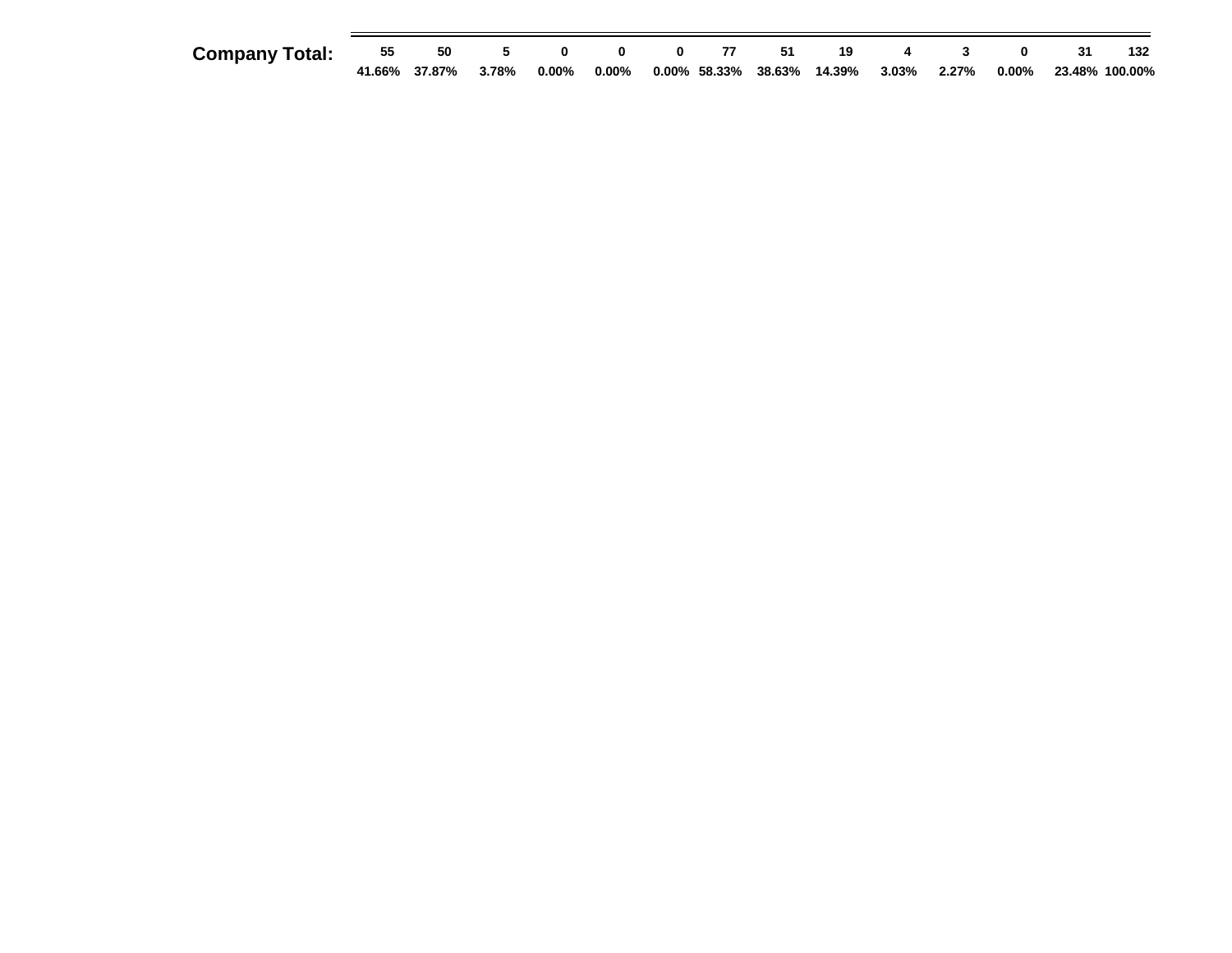| | | | | | | | | | | | | | | |
|---|---|---|---|---|---|---|---|---|---|---|---|---|---|---|
| **Company Total:** | **55** | **50** | **5** | **0** | **0** | **0** | **77** | **51** | **19** | **4** | **3** | **0** | **31** | **132** |
| | **41.66%** | **37.87%** | **3.78%** | **0.00%** | **0.00%** | **0.00%** | **58.33%** | **38.63%** | **14.39%** | **3.03%** | **2.27%** | **0.00%** | **23.48%** | **100.00%** |